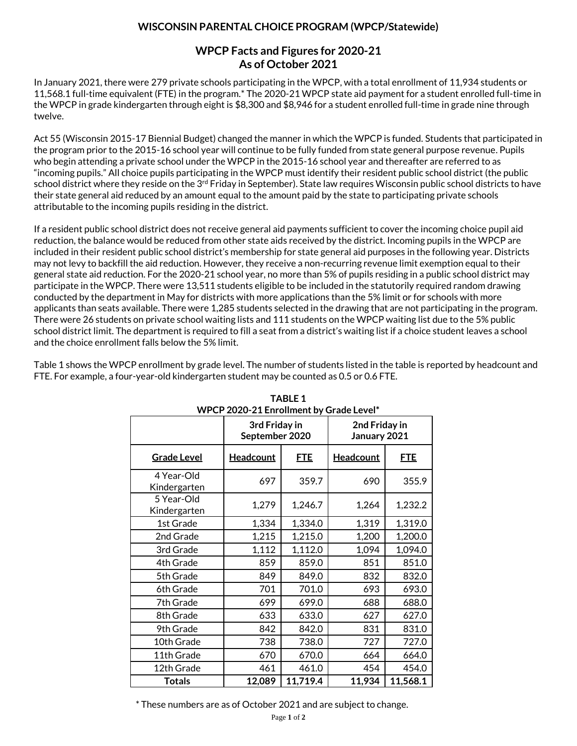# WISCONSIN PARENTAL CHOICE PROGRAM (WPCP/Statewide)

## WPCP Facts and Figures for 2020-21
## As of October 2021

In January 2021, there were 279 private schools participating in the WPCP, with a total enrollment of 11,934 students or 11,568.1 full-time equivalent (FTE) in the program.* The 2020-21 WPCP state aid payment for a student enrolled full-time in the WPCP in grade kindergarten through eight is $8,300 and $8,946 for a student enrolled full-time in grade nine through twelve.

Act 55 (Wisconsin 2015-17 Biennial Budget) changed the manner in which the WPCP is funded. Students that participated in the program prior to the 2015-16 school year will continue to be fully funded from state general purpose revenue. Pupils who begin attending a private school under the WPCP in the 2015-16 school year and thereafter are referred to as "incoming pupils." All choice pupils participating in the WPCP must identify their resident public school district (the public school district where they reside on the 3rd Friday in September). State law requires Wisconsin public school districts to have their state general aid reduced by an amount equal to the amount paid by the state to participating private schools attributable to the incoming pupils residing in the district.

If a resident public school district does not receive general aid payments sufficient to cover the incoming choice pupil aid reduction, the balance would be reduced from other state aids received by the district. Incoming pupils in the WPCP are included in their resident public school district's membership for state general aid purposes in the following year. Districts may not levy to backfill the aid reduction. However, they receive a non-recurring revenue limit exemption equal to their general state aid reduction. For the 2020-21 school year, no more than 5% of pupils residing in a public school district may participate in the WPCP. There were 13,511 students eligible to be included in the statutorily required random drawing conducted by the department in May for districts with more applications than the 5% limit or for schools with more applicants than seats available. There were 1,285 students selected in the drawing that are not participating in the program. There were 26 students on private school waiting lists and 111 students on the WPCP waiting list due to the 5% public school district limit. The department is required to fill a seat from a district's waiting list if a choice student leaves a school and the choice enrollment falls below the 5% limit.

Table 1 shows the WPCP enrollment by grade level. The number of students listed in the table is reported by headcount and FTE. For example, a four-year-old kindergarten student may be counted as 0.5 or 0.6 FTE.

**TABLE 1**
**WPCP 2020-21 Enrollment by Grade Level***

| | 3rd Friday in September 2020 | | 2nd Friday in January 2021 | |
|---|---|---|---|---|
| **Grade Level** | **Headcount** | **FTE** | **Headcount** | **FTE** |
| 4 Year-Old Kindergarten | 697 | 359.7 | 690 | 355.9 |
| 5 Year-Old Kindergarten | 1,279 | 1,246.7 | 1,264 | 1,232.2 |
| 1st Grade | 1,334 | 1,334.0 | 1,319 | 1,319.0 |
| 2nd Grade | 1,215 | 1,215.0 | 1,200 | 1,200.0 |
| 3rd Grade | 1,112 | 1,112.0 | 1,094 | 1,094.0 |
| 4th Grade | 859 | 859.0 | 851 | 851.0 |
| 5th Grade | 849 | 849.0 | 832 | 832.0 |
| 6th Grade | 701 | 701.0 | 693 | 693.0 |
| 7th Grade | 699 | 699.0 | 688 | 688.0 |
| 8th Grade | 633 | 633.0 | 627 | 627.0 |
| 9th Grade | 842 | 842.0 | 831 | 831.0 |
| 10th Grade | 738 | 738.0 | 727 | 727.0 |
| 11th Grade | 670 | 670.0 | 664 | 664.0 |
| 12th Grade | 461 | 461.0 | 454 | 454.0 |
| **Totals** | **12,089** | **11,719.4** | **11,934** | **11,568.1** |

* These numbers are as of October 2021 and are subject to change.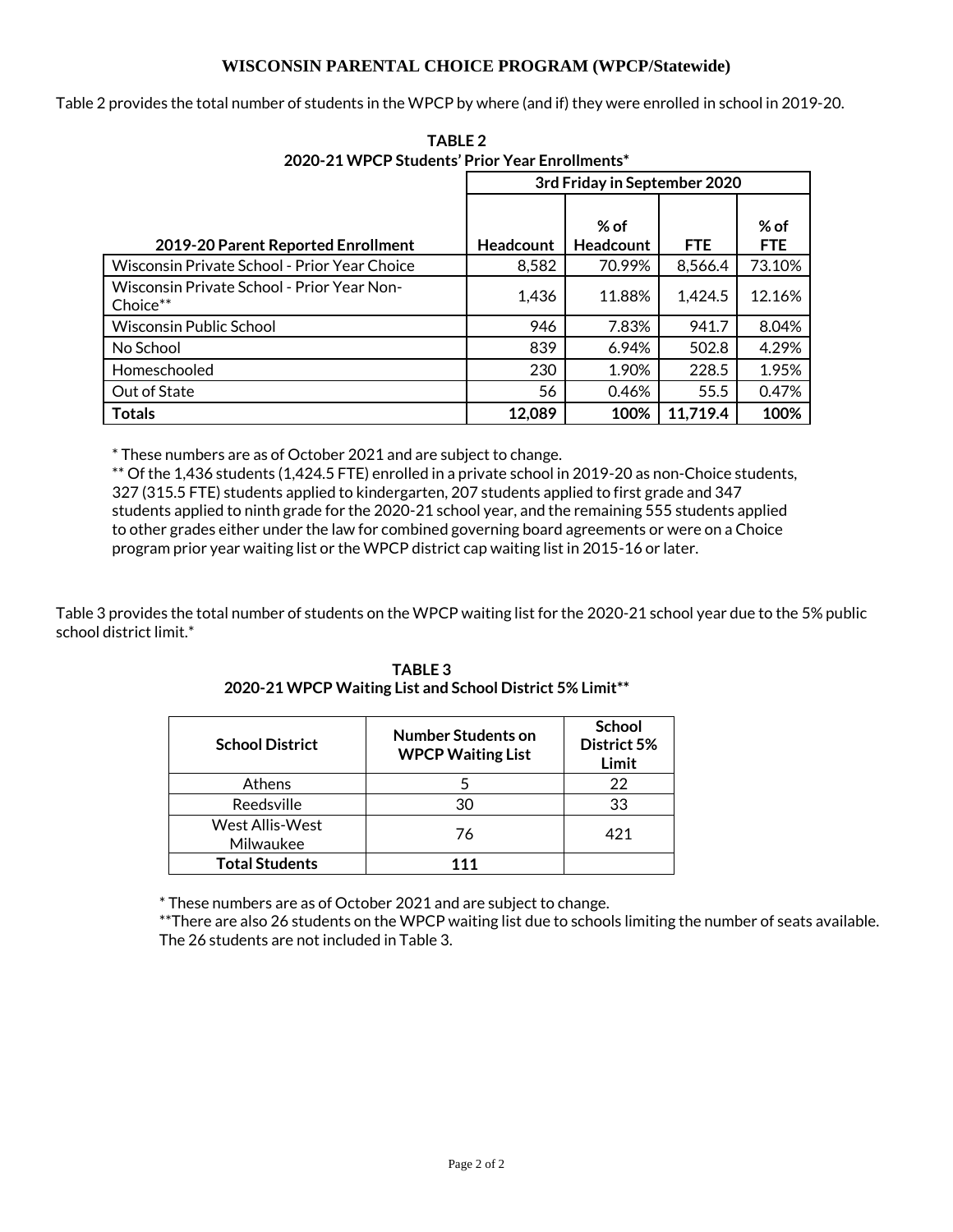## WISCONSIN PARENTAL CHOICE PROGRAM (WPCP/Statewide)

Table 2 provides the total number of students in the WPCP by where (and if) they were enrolled in school in 2019-20.

**TABLE 2**
**2020-21 WPCP Students' Prior Year Enrollments***

| | 3rd Friday in September 2020 | | | |
|---|---|---|---|---|
| **2019-20 Parent Reported Enrollment** | **Headcount** | **% of Headcount** | **FTE** | **% of FTE** |
| Wisconsin Private School - Prior Year Choice | 8,582 | 70.99% | 8,566.4 | 73.10% |
| Wisconsin Private School - Prior Year Non-Choice** | 1,436 | 11.88% | 1,424.5 | 12.16% |
| Wisconsin Public School | 946 | 7.83% | 941.7 | 8.04% |
| No School | 839 | 6.94% | 502.8 | 4.29% |
| Homeschooled | 230 | 1.90% | 228.5 | 1.95% |
| Out of State | 56 | 0.46% | 55.5 | 0.47% |
| **Totals** | **12,089** | **100%** | **11,719.4** | **100%** |

* These numbers are as of October 2021 and are subject to change.
** Of the 1,436 students (1,424.5 FTE) enrolled in a private school in 2019-20 as non-Choice students, 327 (315.5 FTE) students applied to kindergarten, 207 students applied to first grade and 347 students applied to ninth grade for the 2020-21 school year, and the remaining 555 students applied to other grades either under the law for combined governing board agreements or were on a Choice program prior year waiting list or the WPCP district cap waiting list in 2015-16 or later.

Table 3 provides the total number of students on the WPCP waiting list for the 2020-21 school year due to the 5% public school district limit.*

**TABLE 3**
**2020-21 WPCP Waiting List and School District 5% Limit****

| School District | Number Students on WPCP Waiting List | School District 5% Limit |
|---|---|---|
| Athens | 5 | 22 |
| Reedsville | 30 | 33 |
| West Allis-West Milwaukee | 76 | 421 |
| **Total Students** | **111** | |

* These numbers are as of October 2021 and are subject to change.
**There are also 26 students on the WPCP waiting list due to schools limiting the number of seats available. The 26 students are not included in Table 3.